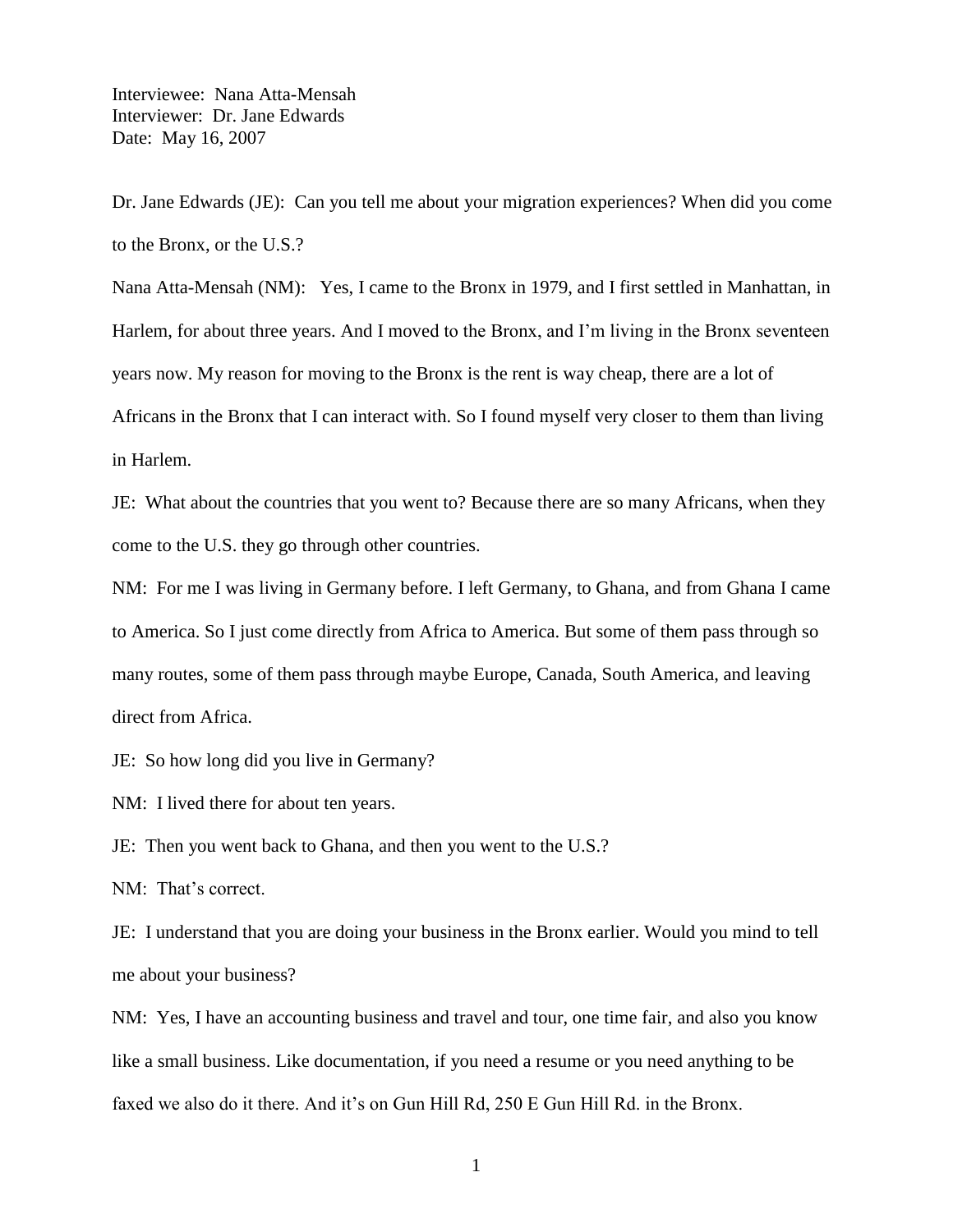Interviewee: Nana Atta-Mensah
Interviewer: Dr. Jane Edwards
Date: May 16, 2007

Dr. Jane Edwards (JE): Can you tell me about your migration experiences? When did you come to the Bronx, or the U.S.?

Nana Atta-Mensah (NM): Yes, I came to the Bronx in 1979, and I first settled in Manhattan, in Harlem, for about three years. And I moved to the Bronx, and I'm living in the Bronx seventeen years now. My reason for moving to the Bronx is the rent is way cheap, there are a lot of Africans in the Bronx that I can interact with. So I found myself very closer to them than living in Harlem.

JE: What about the countries that you went to? Because there are so many Africans, when they come to the U.S. they go through other countries.

NM: For me I was living in Germany before. I left Germany, to Ghana, and from Ghana I came to America. So I just come directly from Africa to America. But some of them pass through so many routes, some of them pass through maybe Europe, Canada, South America, and leaving direct from Africa.

JE: So how long did you live in Germany?

NM: I lived there for about ten years.

JE: Then you went back to Ghana, and then you went to the U.S.?

NM: That's correct.

JE: I understand that you are doing your business in the Bronx earlier. Would you mind to tell me about your business?

NM: Yes, I have an accounting business and travel and tour, one time fair, and also you know like a small business. Like documentation, if you need a resume or you need anything to be faxed we also do it there. And it's on Gun Hill Rd, 250 E Gun Hill Rd. in the Bronx.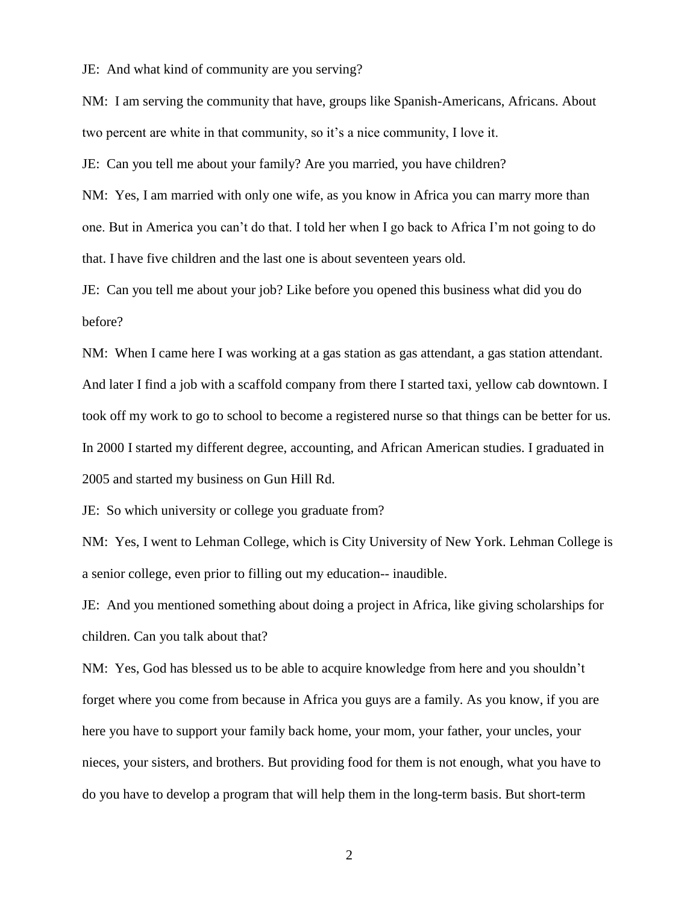JE: And what kind of community are you serving?

NM: I am serving the community that have, groups like Spanish-Americans, Africans. About two percent are white in that community, so it's a nice community, I love it.

JE: Can you tell me about your family? Are you married, you have children?

NM: Yes, I am married with only one wife, as you know in Africa you can marry more than one. But in America you can't do that. I told her when I go back to Africa I'm not going to do that. I have five children and the last one is about seventeen years old.

JE: Can you tell me about your job? Like before you opened this business what did you do before?

NM: When I came here I was working at a gas station as gas attendant, a gas station attendant. And later I find a job with a scaffold company from there I started taxi, yellow cab downtown. I took off my work to go to school to become a registered nurse so that things can be better for us. In 2000 I started my different degree, accounting, and African American studies. I graduated in 2005 and started my business on Gun Hill Rd.

JE: So which university or college you graduate from?

NM: Yes, I went to Lehman College, which is City University of New York. Lehman College is a senior college, even prior to filling out my education-- inaudible.

JE: And you mentioned something about doing a project in Africa, like giving scholarships for children. Can you talk about that?

NM: Yes, God has blessed us to be able to acquire knowledge from here and you shouldn't forget where you come from because in Africa you guys are a family. As you know, if you are here you have to support your family back home, your mom, your father, your uncles, your nieces, your sisters, and brothers. But providing food for them is not enough, what you have to do you have to develop a program that will help them in the long-term basis. But short-term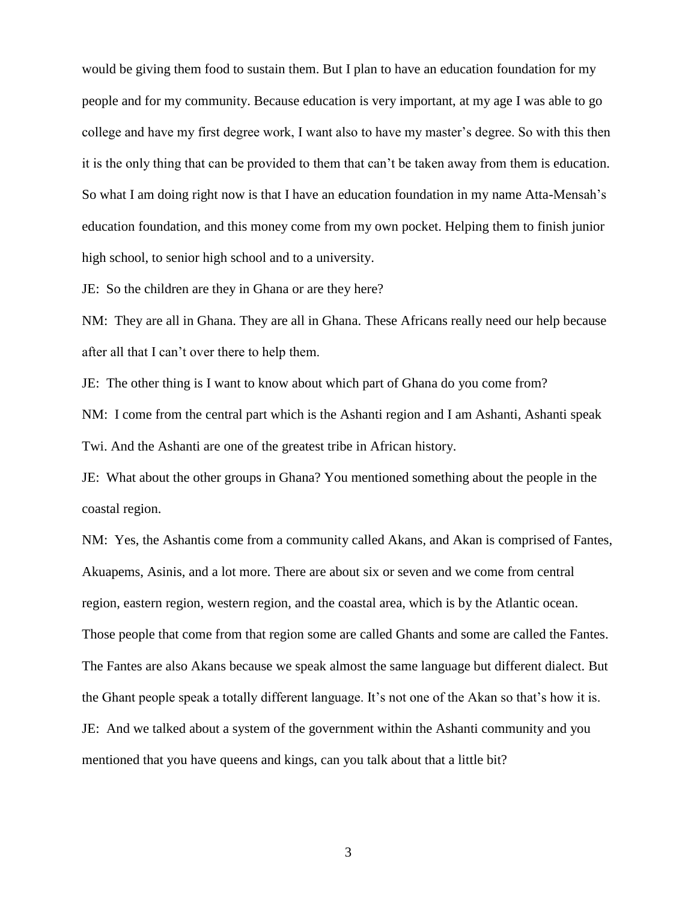would be giving them food to sustain them. But I plan to have an education foundation for my people and for my community. Because education is very important, at my age I was able to go college and have my first degree work, I want also to have my master's degree. So with this then it is the only thing that can be provided to them that can't be taken away from them is education. So what I am doing right now is that I have an education foundation in my name Atta-Mensah's education foundation, and this money come from my own pocket. Helping them to finish junior high school, to senior high school and to a university.

JE: So the children are they in Ghana or are they here?

NM: They are all in Ghana. They are all in Ghana. These Africans really need our help because after all that I can't over there to help them.

JE: The other thing is I want to know about which part of Ghana do you come from?

NM: I come from the central part which is the Ashanti region and I am Ashanti, Ashanti speak Twi. And the Ashanti are one of the greatest tribe in African history.

JE: What about the other groups in Ghana? You mentioned something about the people in the coastal region.

NM: Yes, the Ashantis come from a community called Akans, and Akan is comprised of Fantes, Akuapems, Asinis, and a lot more. There are about six or seven and we come from central region, eastern region, western region, and the coastal area, which is by the Atlantic ocean. Those people that come from that region some are called Ghants and some are called the Fantes. The Fantes are also Akans because we speak almost the same language but different dialect. But the Ghant people speak a totally different language. It's not one of the Akan so that's how it is.

JE: And we talked about a system of the government within the Ashanti community and you mentioned that you have queens and kings, can you talk about that a little bit?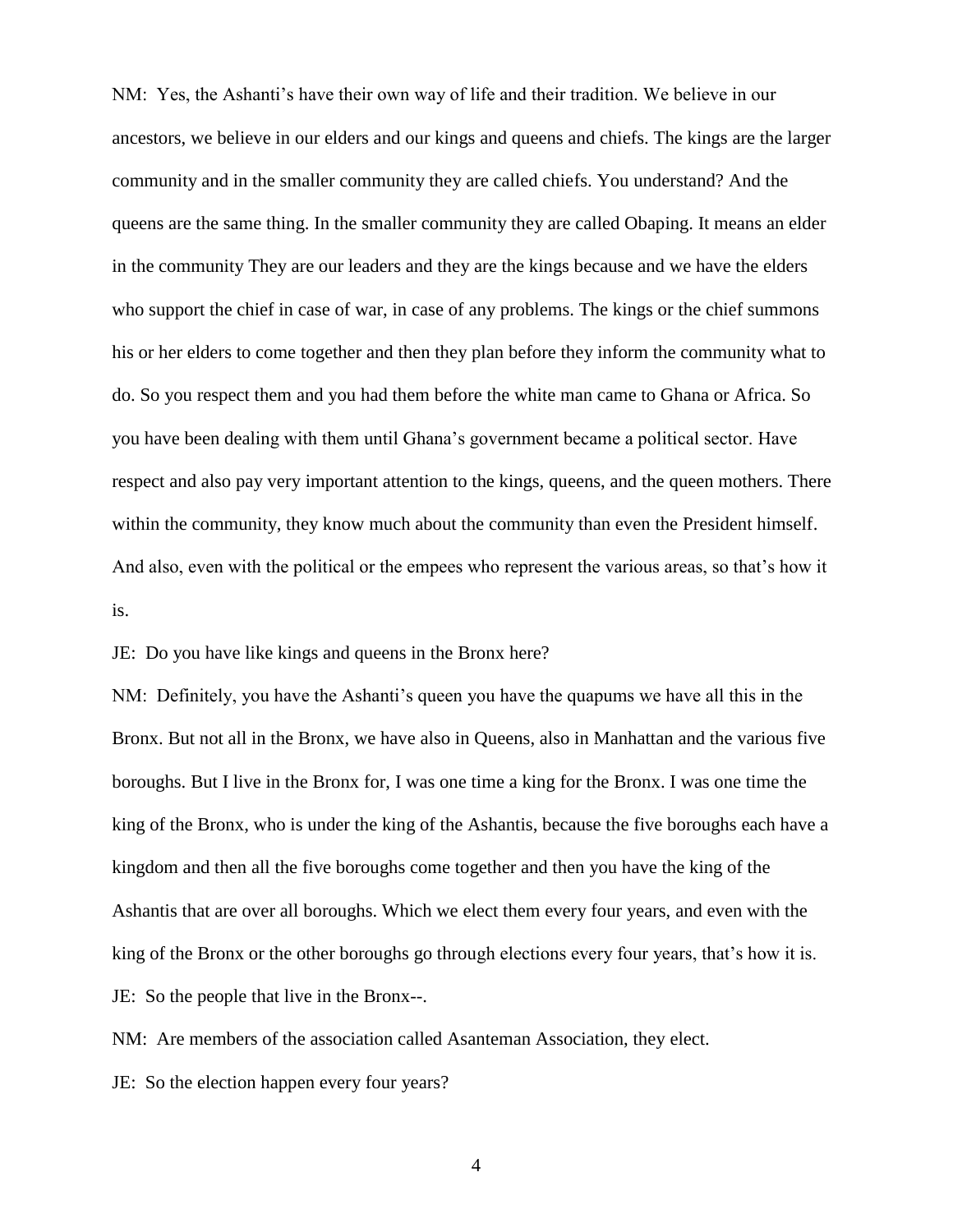NM: Yes, the Ashanti's have their own way of life and their tradition. We believe in our ancestors, we believe in our elders and our kings and queens and chiefs. The kings are the larger community and in the smaller community they are called chiefs. You understand? And the queens are the same thing. In the smaller community they are called Obaping. It means an elder in the community They are our leaders and they are the kings because and we have the elders who support the chief in case of war, in case of any problems. The kings or the chief summons his or her elders to come together and then they plan before they inform the community what to do. So you respect them and you had them before the white man came to Ghana or Africa. So you have been dealing with them until Ghana's government became a political sector. Have respect and also pay very important attention to the kings, queens, and the queen mothers. There within the community, they know much about the community than even the President himself. And also, even with the political or the empees who represent the various areas, so that's how it is.

JE: Do you have like kings and queens in the Bronx here?

NM: Definitely, you have the Ashanti's queen you have the quapums we have all this in the Bronx. But not all in the Bronx, we have also in Queens, also in Manhattan and the various five boroughs. But I live in the Bronx for, I was one time a king for the Bronx. I was one time the king of the Bronx, who is under the king of the Ashantis, because the five boroughs each have a kingdom and then all the five boroughs come together and then you have the king of the Ashantis that are over all boroughs. Which we elect them every four years, and even with the king of the Bronx or the other boroughs go through elections every four years, that's how it is.

JE: So the people that live in the Bronx--.

NM: Are members of the association called Asanteman Association, they elect.

JE: So the election happen every four years?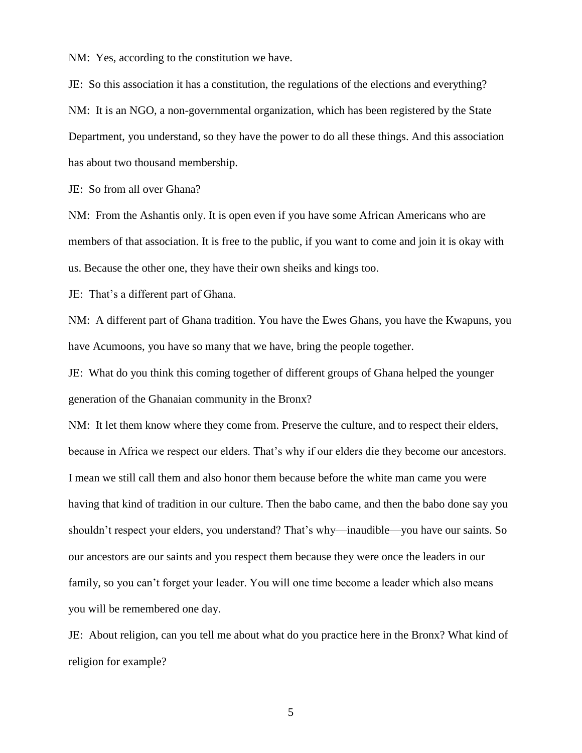NM: Yes, according to the constitution we have.

JE: So this association it has a constitution, the regulations of the elections and everything?

NM: It is an NGO, a non-governmental organization, which has been registered by the State Department, you understand, so they have the power to do all these things. And this association has about two thousand membership.

JE: So from all over Ghana?

NM: From the Ashantis only. It is open even if you have some African Americans who are members of that association. It is free to the public, if you want to come and join it is okay with us. Because the other one, they have their own sheiks and kings too.

JE: That's a different part of Ghana.

NM: A different part of Ghana tradition. You have the Ewes Ghans, you have the Kwapuns, you have Acumoons, you have so many that we have, bring the people together.

JE: What do you think this coming together of different groups of Ghana helped the younger generation of the Ghanaian community in the Bronx?

NM: It let them know where they come from. Preserve the culture, and to respect their elders, because in Africa we respect our elders. That's why if our elders die they become our ancestors. I mean we still call them and also honor them because before the white man came you were having that kind of tradition in our culture. Then the babo came, and then the babo done say you shouldn't respect your elders, you understand? That's why—inaudible—you have our saints. So our ancestors are our saints and you respect them because they were once the leaders in our family, so you can't forget your leader. You will one time become a leader which also means you will be remembered one day.

JE: About religion, can you tell me about what do you practice here in the Bronx? What kind of religion for example?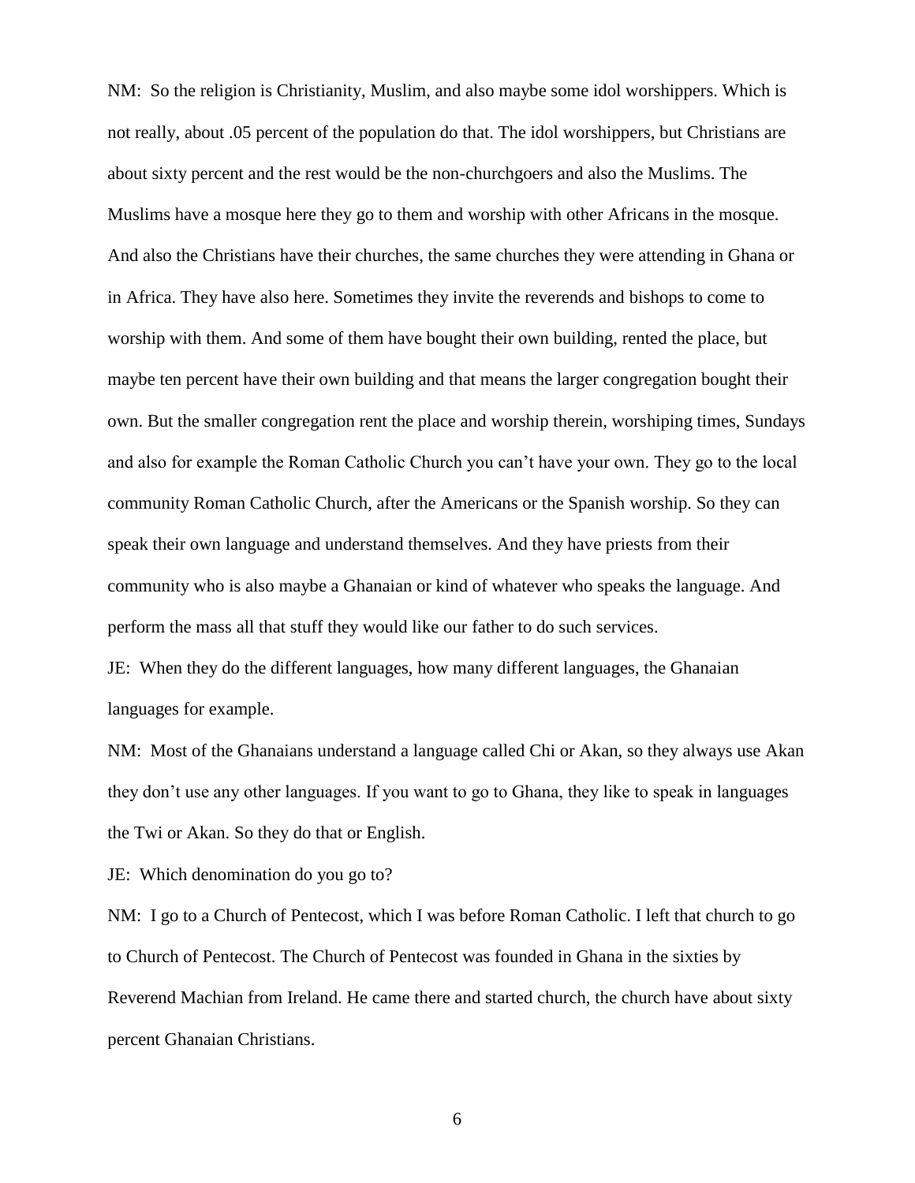NM: So the religion is Christianity, Muslim, and also maybe some idol worshippers. Which is not really, about .05 percent of the population do that. The idol worshippers, but Christians are about sixty percent and the rest would be the non-churchgoers and also the Muslims. The Muslims have a mosque here they go to them and worship with other Africans in the mosque. And also the Christians have their churches, the same churches they were attending in Ghana or in Africa. They have also here. Sometimes they invite the reverends and bishops to come to worship with them. And some of them have bought their own building, rented the place, but maybe ten percent have their own building and that means the larger congregation bought their own. But the smaller congregation rent the place and worship therein, worshiping times, Sundays and also for example the Roman Catholic Church you can't have your own. They go to the local community Roman Catholic Church, after the Americans or the Spanish worship. So they can speak their own language and understand themselves. And they have priests from their community who is also maybe a Ghanaian or kind of whatever who speaks the language. And perform the mass all that stuff they would like our father to do such services.

JE: When they do the different languages, how many different languages, the Ghanaian languages for example.

NM: Most of the Ghanaians understand a language called Chi or Akan, so they always use Akan they don't use any other languages. If you want to go to Ghana, they like to speak in languages the Twi or Akan. So they do that or English.

JE: Which denomination do you go to?

NM: I go to a Church of Pentecost, which I was before Roman Catholic. I left that church to go to Church of Pentecost. The Church of Pentecost was founded in Ghana in the sixties by Reverend Machian from Ireland. He came there and started church, the church have about sixty percent Ghanaian Christians.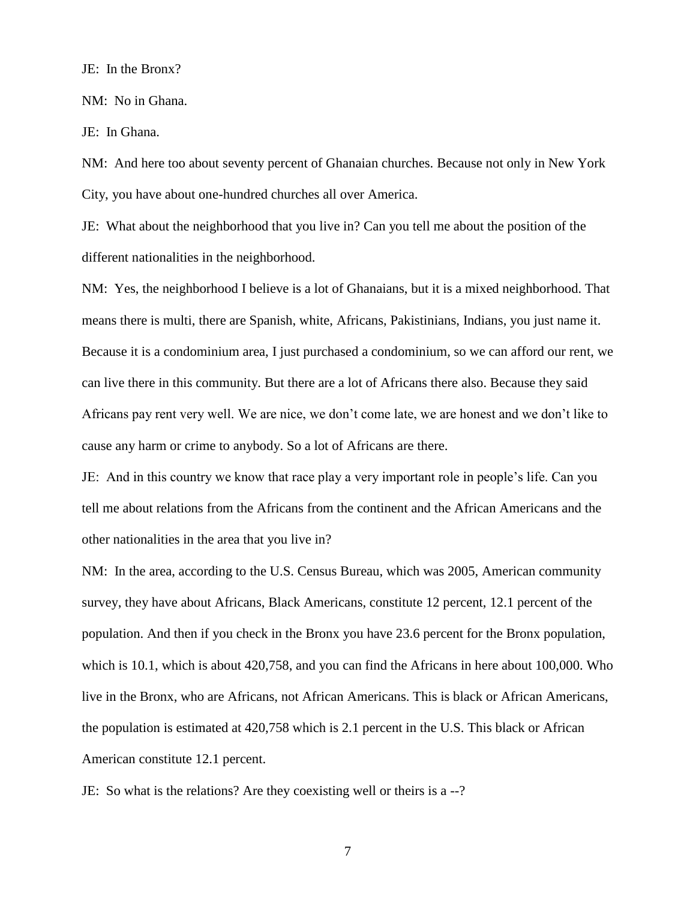JE: In the Bronx?

NM: No in Ghana.

JE: In Ghana.

NM: And here too about seventy percent of Ghanaian churches. Because not only in New York City, you have about one-hundred churches all over America.

JE: What about the neighborhood that you live in? Can you tell me about the position of the different nationalities in the neighborhood.

NM: Yes, the neighborhood I believe is a lot of Ghanaians, but it is a mixed neighborhood. That means there is multi, there are Spanish, white, Africans, Pakistinians, Indians, you just name it. Because it is a condominium area, I just purchased a condominium, so we can afford our rent, we can live there in this community. But there are a lot of Africans there also. Because they said Africans pay rent very well. We are nice, we don't come late, we are honest and we don't like to cause any harm or crime to anybody. So a lot of Africans are there.

JE: And in this country we know that race play a very important role in people's life. Can you tell me about relations from the Africans from the continent and the African Americans and the other nationalities in the area that you live in?

NM: In the area, according to the U.S. Census Bureau, which was 2005, American community survey, they have about Africans, Black Americans, constitute 12 percent, 12.1 percent of the population. And then if you check in the Bronx you have 23.6 percent for the Bronx population, which is 10.1, which is about 420,758, and you can find the Africans in here about 100,000. Who live in the Bronx, who are Africans, not African Americans. This is black or African Americans, the population is estimated at 420,758 which is 2.1 percent in the U.S. This black or African American constitute 12.1 percent.

JE: So what is the relations? Are they coexisting well or theirs is a --?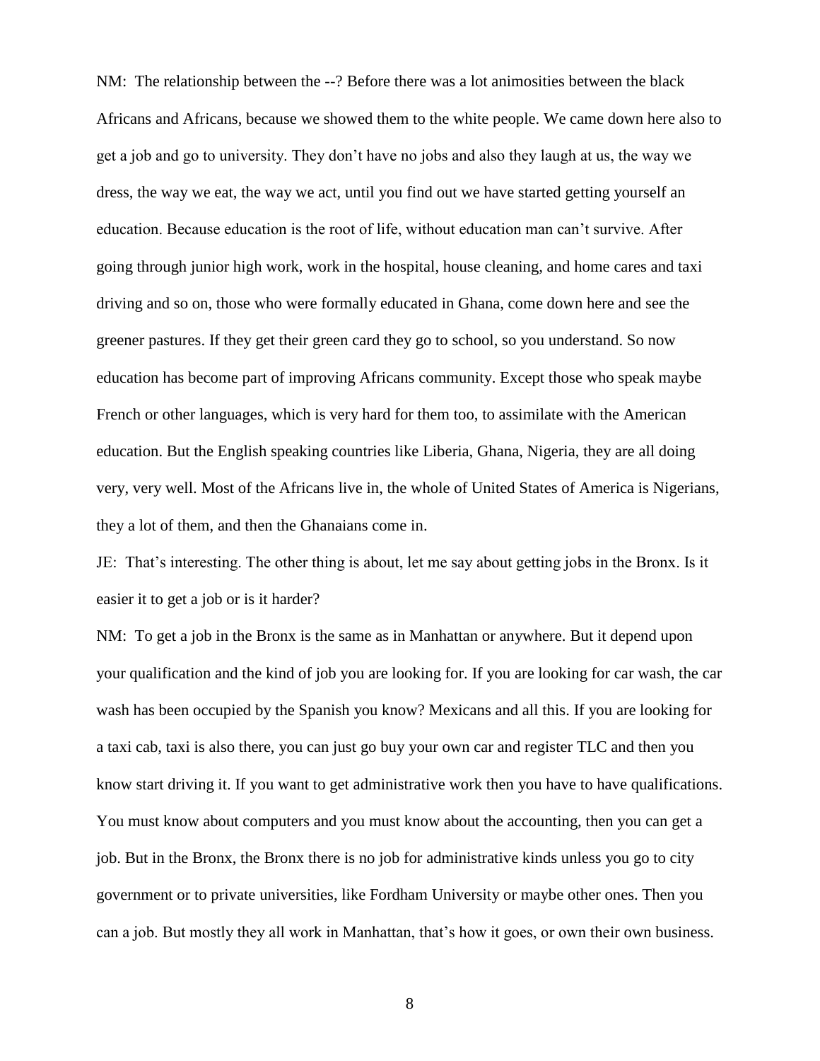NM: The relationship between the --? Before there was a lot animosities between the black Africans and Africans, because we showed them to the white people. We came down here also to get a job and go to university. They don't have no jobs and also they laugh at us, the way we dress, the way we eat, the way we act, until you find out we have started getting yourself an education. Because education is the root of life, without education man can't survive. After going through junior high work, work in the hospital, house cleaning, and home cares and taxi driving and so on, those who were formally educated in Ghana, come down here and see the greener pastures. If they get their green card they go to school, so you understand. So now education has become part of improving Africans community. Except those who speak maybe French or other languages, which is very hard for them too, to assimilate with the American education. But the English speaking countries like Liberia, Ghana, Nigeria, they are all doing very, very well. Most of the Africans live in, the whole of United States of America is Nigerians, they a lot of them, and then the Ghanaians come in.

JE: That's interesting. The other thing is about, let me say about getting jobs in the Bronx. Is it easier it to get a job or is it harder?

NM: To get a job in the Bronx is the same as in Manhattan or anywhere. But it depend upon your qualification and the kind of job you are looking for. If you are looking for car wash, the car wash has been occupied by the Spanish you know? Mexicans and all this. If you are looking for a taxi cab, taxi is also there, you can just go buy your own car and register TLC and then you know start driving it. If you want to get administrative work then you have to have qualifications. You must know about computers and you must know about the accounting, then you can get a job. But in the Bronx, the Bronx there is no job for administrative kinds unless you go to city government or to private universities, like Fordham University or maybe other ones. Then you can a job. But mostly they all work in Manhattan, that's how it goes, or own their own business.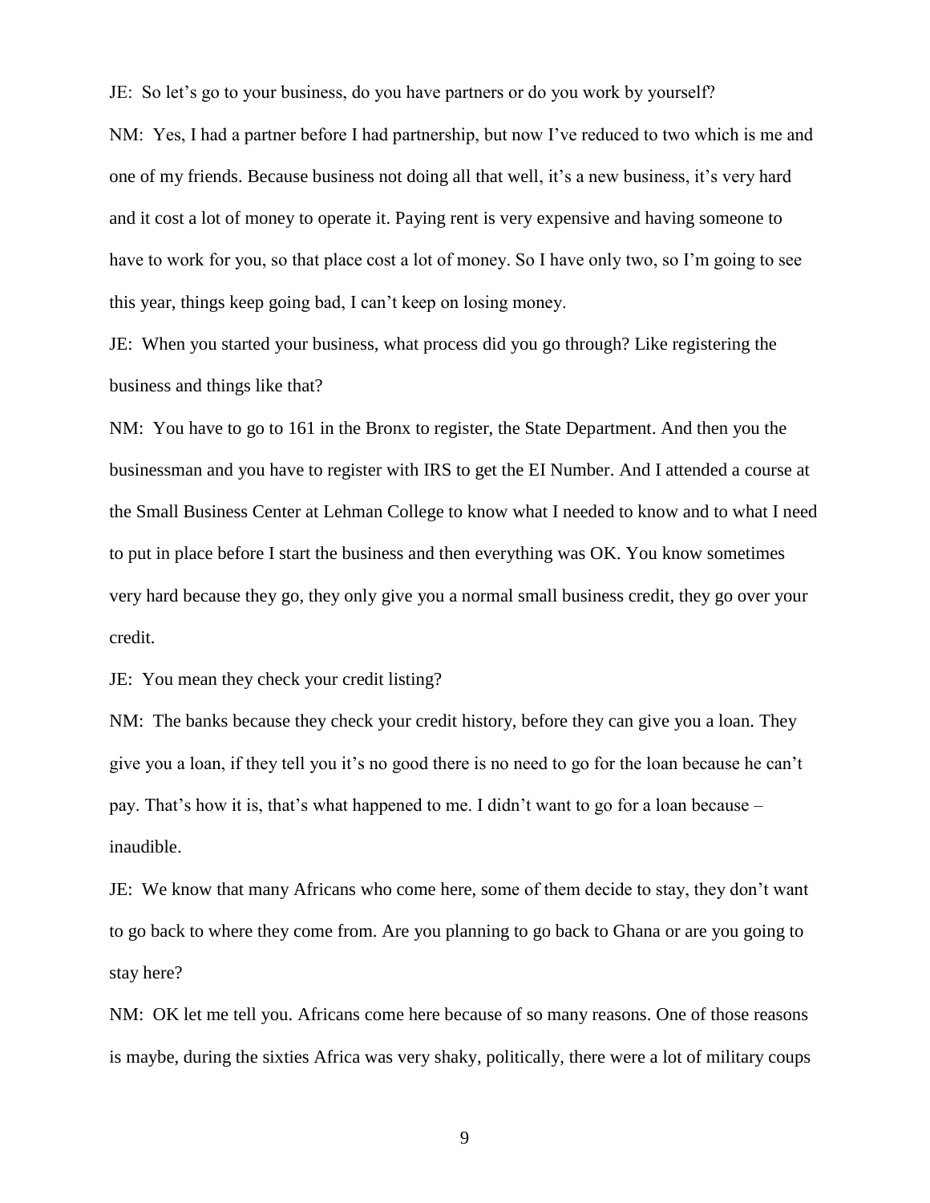JE: So let's go to your business, do you have partners or do you work by yourself?

NM: Yes, I had a partner before I had partnership, but now I've reduced to two which is me and one of my friends. Because business not doing all that well, it's a new business, it's very hard and it cost a lot of money to operate it. Paying rent is very expensive and having someone to have to work for you, so that place cost a lot of money. So I have only two, so I'm going to see this year, things keep going bad, I can't keep on losing money.

JE: When you started your business, what process did you go through? Like registering the business and things like that?

NM: You have to go to 161 in the Bronx to register, the State Department. And then you the businessman and you have to register with IRS to get the EI Number. And I attended a course at the Small Business Center at Lehman College to know what I needed to know and to what I need to put in place before I start the business and then everything was OK. You know sometimes very hard because they go, they only give you a normal small business credit, they go over your credit.

JE: You mean they check your credit listing?

NM: The banks because they check your credit history, before they can give you a loan. They give you a loan, if they tell you it's no good there is no need to go for the loan because he can't pay. That's how it is, that's what happened to me. I didn't want to go for a loan because – inaudible.

JE: We know that many Africans who come here, some of them decide to stay, they don't want to go back to where they come from. Are you planning to go back to Ghana or are you going to stay here?

NM: OK let me tell you. Africans come here because of so many reasons. One of those reasons is maybe, during the sixties Africa was very shaky, politically, there were a lot of military coups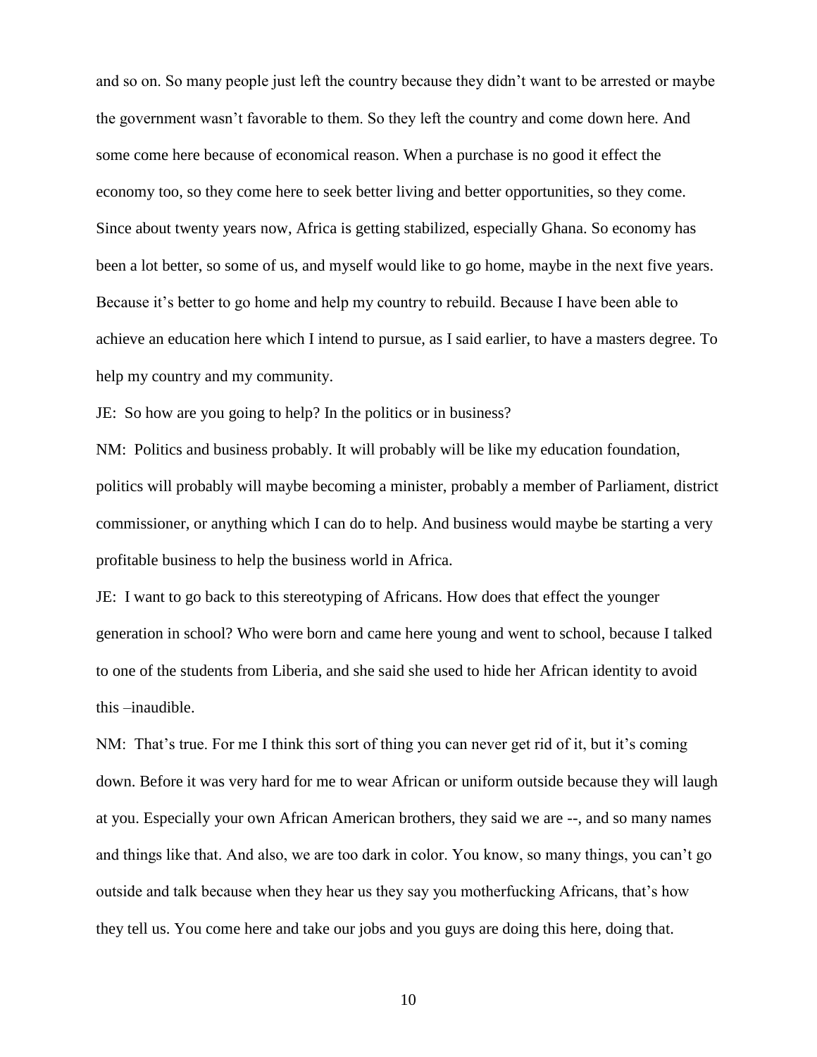and so on. So many people just left the country because they didn't want to be arrested or maybe the government wasn't favorable to them. So they left the country and come down here. And some come here because of economical reason. When a purchase is no good it effect the economy too, so they come here to seek better living and better opportunities, so they come. Since about twenty years now, Africa is getting stabilized, especially Ghana. So economy has been a lot better, so some of us, and myself would like to go home, maybe in the next five years. Because it's better to go home and help my country to rebuild. Because I have been able to achieve an education here which I intend to pursue, as I said earlier, to have a masters degree. To help my country and my community.

JE: So how are you going to help? In the politics or in business?

NM: Politics and business probably. It will probably will be like my education foundation, politics will probably will maybe becoming a minister, probably a member of Parliament, district commissioner, or anything which I can do to help. And business would maybe be starting a very profitable business to help the business world in Africa.

JE: I want to go back to this stereotyping of Africans. How does that effect the younger generation in school? Who were born and came here young and went to school, because I talked to one of the students from Liberia, and she said she used to hide her African identity to avoid this –inaudible.

NM: That's true. For me I think this sort of thing you can never get rid of it, but it's coming down. Before it was very hard for me to wear African or uniform outside because they will laugh at you. Especially your own African American brothers, they said we are --, and so many names and things like that. And also, we are too dark in color. You know, so many things, you can't go outside and talk because when they hear us they say you motherfucking Africans, that's how they tell us. You come here and take our jobs and you guys are doing this here, doing that.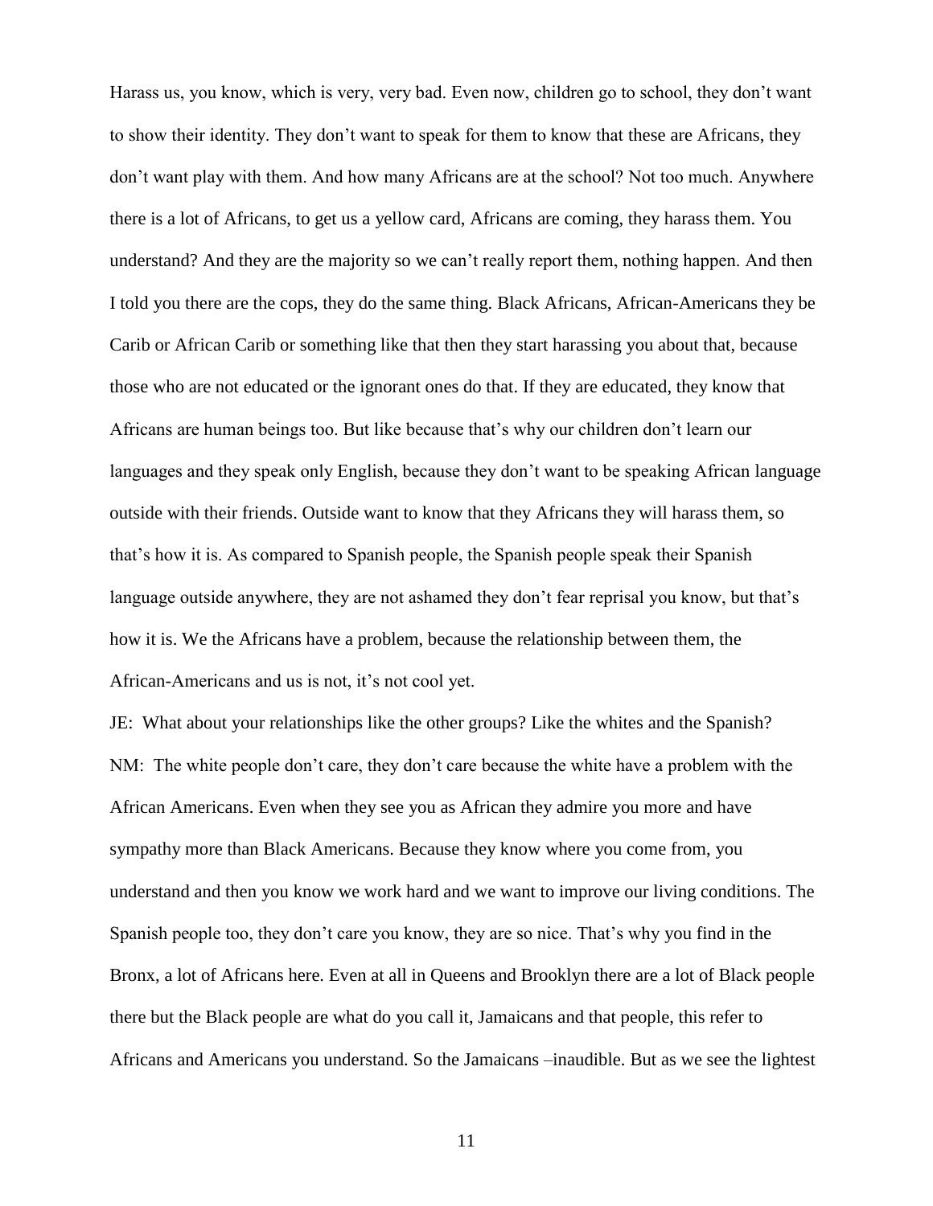Harass us, you know, which is very, very bad. Even now, children go to school, they don't want to show their identity. They don't want to speak for them to know that these are Africans, they don't want play with them. And how many Africans are at the school? Not too much. Anywhere there is a lot of Africans, to get us a yellow card, Africans are coming, they harass them. You understand? And they are the majority so we can't really report them, nothing happen. And then I told you there are the cops, they do the same thing. Black Africans, African-Americans they be Carib or African Carib or something like that then they start harassing you about that, because those who are not educated or the ignorant ones do that. If they are educated, they know that Africans are human beings too. But like because that's why our children don't learn our languages and they speak only English, because they don't want to be speaking African language outside with their friends. Outside want to know that they Africans they will harass them, so that's how it is. As compared to Spanish people, the Spanish people speak their Spanish language outside anywhere, they are not ashamed they don't fear reprisal you know, but that's how it is. We the Africans have a problem, because the relationship between them, the African-Americans and us is not, it's not cool yet.

JE: What about your relationships like the other groups? Like the whites and the Spanish?

NM: The white people don't care, they don't care because the white have a problem with the African Americans. Even when they see you as African they admire you more and have sympathy more than Black Americans. Because they know where you come from, you understand and then you know we work hard and we want to improve our living conditions. The Spanish people too, they don't care you know, they are so nice. That's why you find in the Bronx, a lot of Africans here. Even at all in Queens and Brooklyn there are a lot of Black people there but the Black people are what do you call it, Jamaicans and that people, this refer to Africans and Americans you understand. So the Jamaicans –inaudible. But as we see the lightest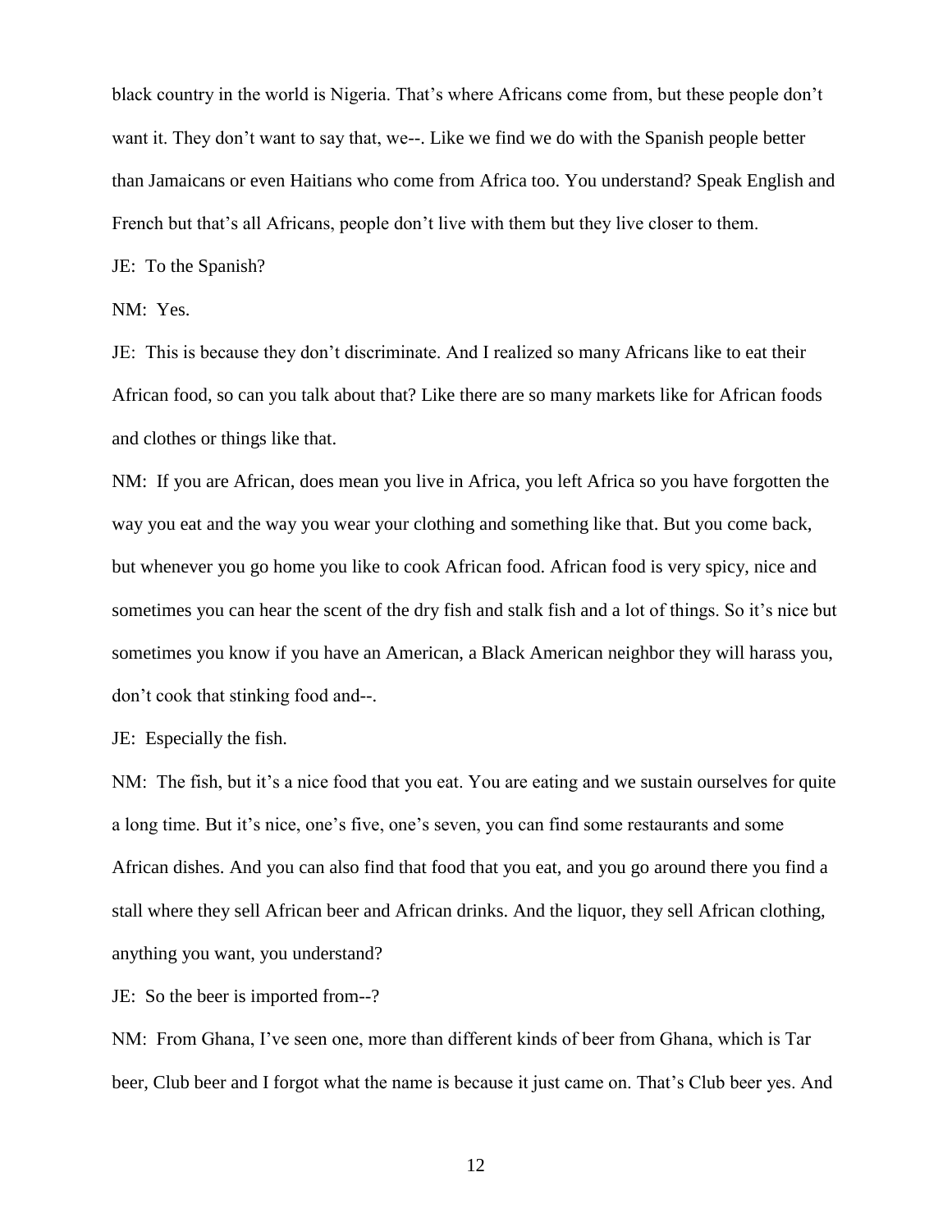black country in the world is Nigeria. That's where Africans come from, but these people don't want it. They don't want to say that, we--. Like we find we do with the Spanish people better than Jamaicans or even Haitians who come from Africa too. You understand? Speak English and French but that's all Africans, people don't live with them but they live closer to them.

JE: To the Spanish?

NM: Yes.

JE: This is because they don't discriminate. And I realized so many Africans like to eat their African food, so can you talk about that? Like there are so many markets like for African foods and clothes or things like that.

NM: If you are African, does mean you live in Africa, you left Africa so you have forgotten the way you eat and the way you wear your clothing and something like that. But you come back, but whenever you go home you like to cook African food. African food is very spicy, nice and sometimes you can hear the scent of the dry fish and stalk fish and a lot of things. So it's nice but sometimes you know if you have an American, a Black American neighbor they will harass you, don't cook that stinking food and--.

JE: Especially the fish.

NM: The fish, but it's a nice food that you eat. You are eating and we sustain ourselves for quite a long time. But it's nice, one's five, one's seven, you can find some restaurants and some African dishes. And you can also find that food that you eat, and you go around there you find a stall where they sell African beer and African drinks. And the liquor, they sell African clothing, anything you want, you understand?

JE: So the beer is imported from--?

NM: From Ghana, I've seen one, more than different kinds of beer from Ghana, which is Tar beer, Club beer and I forgot what the name is because it just came on. That's Club beer yes. And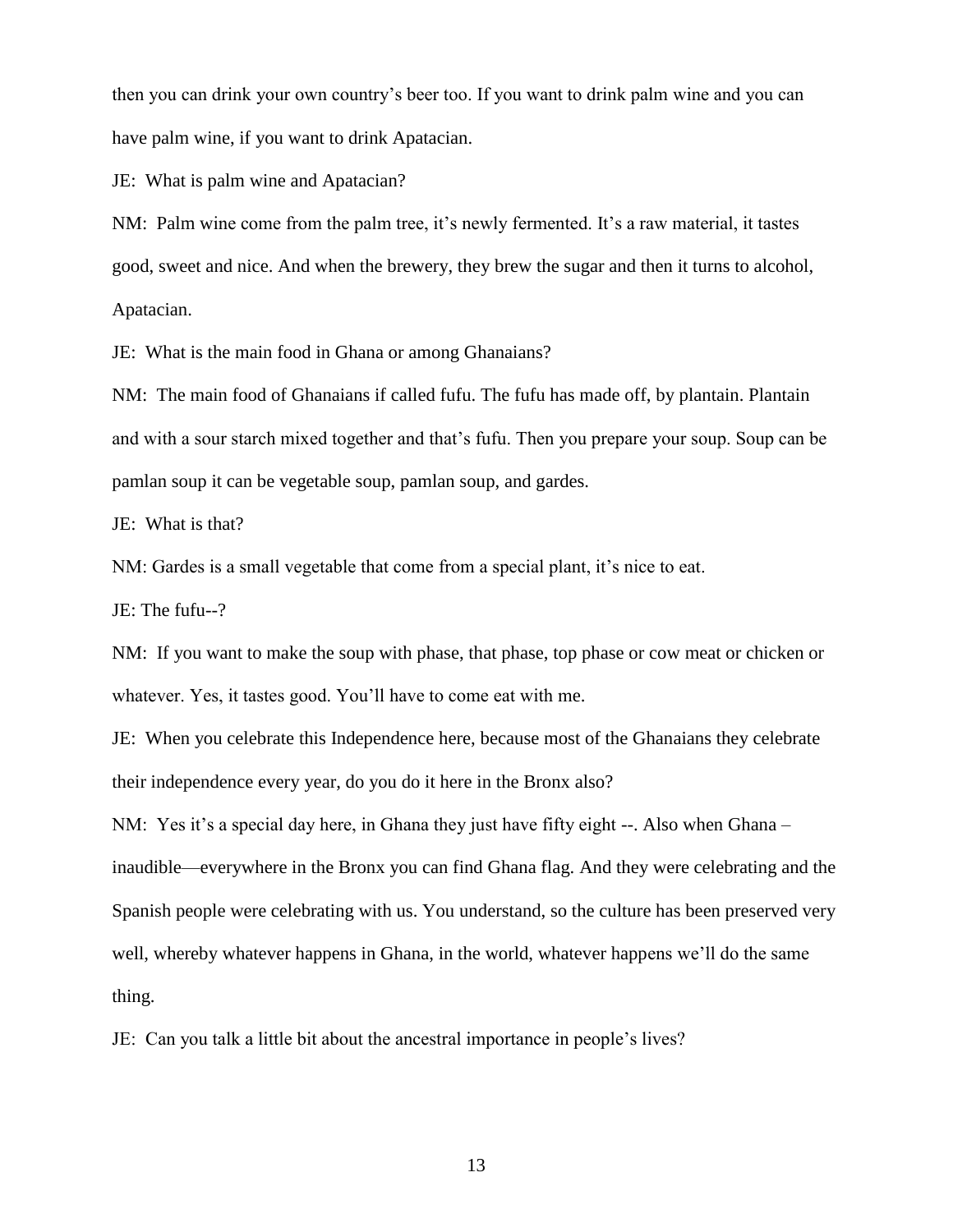then you can drink your own country's beer too. If you want to drink palm wine and you can have palm wine, if you want to drink Apatacian.

JE: What is palm wine and Apatacian?

NM: Palm wine come from the palm tree, it's newly fermented. It's a raw material, it tastes good, sweet and nice. And when the brewery, they brew the sugar and then it turns to alcohol, Apatacian.

JE: What is the main food in Ghana or among Ghanaians?

NM: The main food of Ghanaians if called fufu. The fufu has made off, by plantain. Plantain and with a sour starch mixed together and that's fufu. Then you prepare your soup. Soup can be pamlan soup it can be vegetable soup, pamlan soup, and gardes.

JE: What is that?

NM: Gardes is a small vegetable that come from a special plant, it's nice to eat.

JE: The fufu--?

NM: If you want to make the soup with phase, that phase, top phase or cow meat or chicken or whatever. Yes, it tastes good. You'll have to come eat with me.

JE: When you celebrate this Independence here, because most of the Ghanaians they celebrate their independence every year, do you do it here in the Bronx also?

NM: Yes it's a special day here, in Ghana they just have fifty eight --. Also when Ghana – inaudible—everywhere in the Bronx you can find Ghana flag. And they were celebrating and the Spanish people were celebrating with us. You understand, so the culture has been preserved very well, whereby whatever happens in Ghana, in the world, whatever happens we'll do the same thing.

JE: Can you talk a little bit about the ancestral importance in people's lives?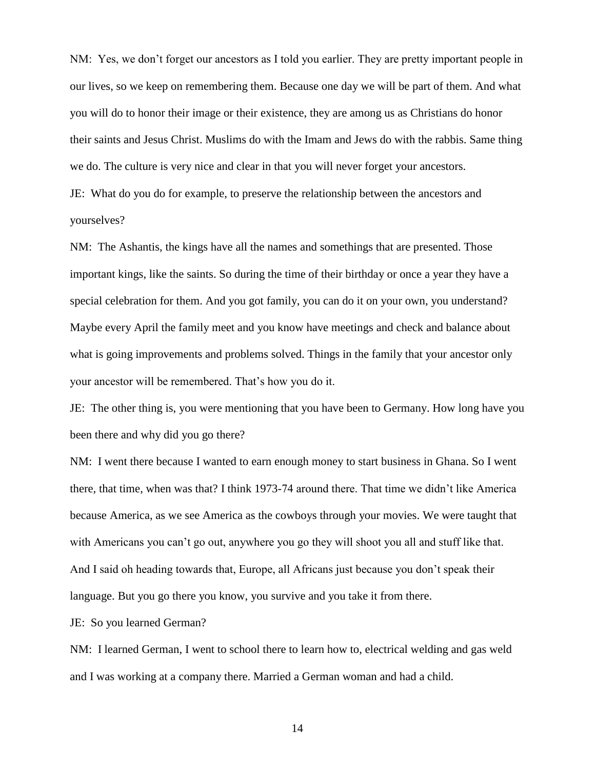NM: Yes, we don't forget our ancestors as I told you earlier. They are pretty important people in our lives, so we keep on remembering them. Because one day we will be part of them. And what you will do to honor their image or their existence, they are among us as Christians do honor their saints and Jesus Christ. Muslims do with the Imam and Jews do with the rabbis. Same thing we do. The culture is very nice and clear in that you will never forget your ancestors.

JE: What do you do for example, to preserve the relationship between the ancestors and yourselves?

NM: The Ashantis, the kings have all the names and somethings that are presented. Those important kings, like the saints. So during the time of their birthday or once a year they have a special celebration for them. And you got family, you can do it on your own, you understand? Maybe every April the family meet and you know have meetings and check and balance about what is going improvements and problems solved. Things in the family that your ancestor only your ancestor will be remembered. That's how you do it.

JE: The other thing is, you were mentioning that you have been to Germany. How long have you been there and why did you go there?

NM: I went there because I wanted to earn enough money to start business in Ghana. So I went there, that time, when was that? I think 1973-74 around there. That time we didn't like America because America, as we see America as the cowboys through your movies. We were taught that with Americans you can't go out, anywhere you go they will shoot you all and stuff like that. And I said oh heading towards that, Europe, all Africans just because you don't speak their language. But you go there you know, you survive and you take it from there.

JE: So you learned German?

NM: I learned German, I went to school there to learn how to, electrical welding and gas weld and I was working at a company there. Married a German woman and had a child.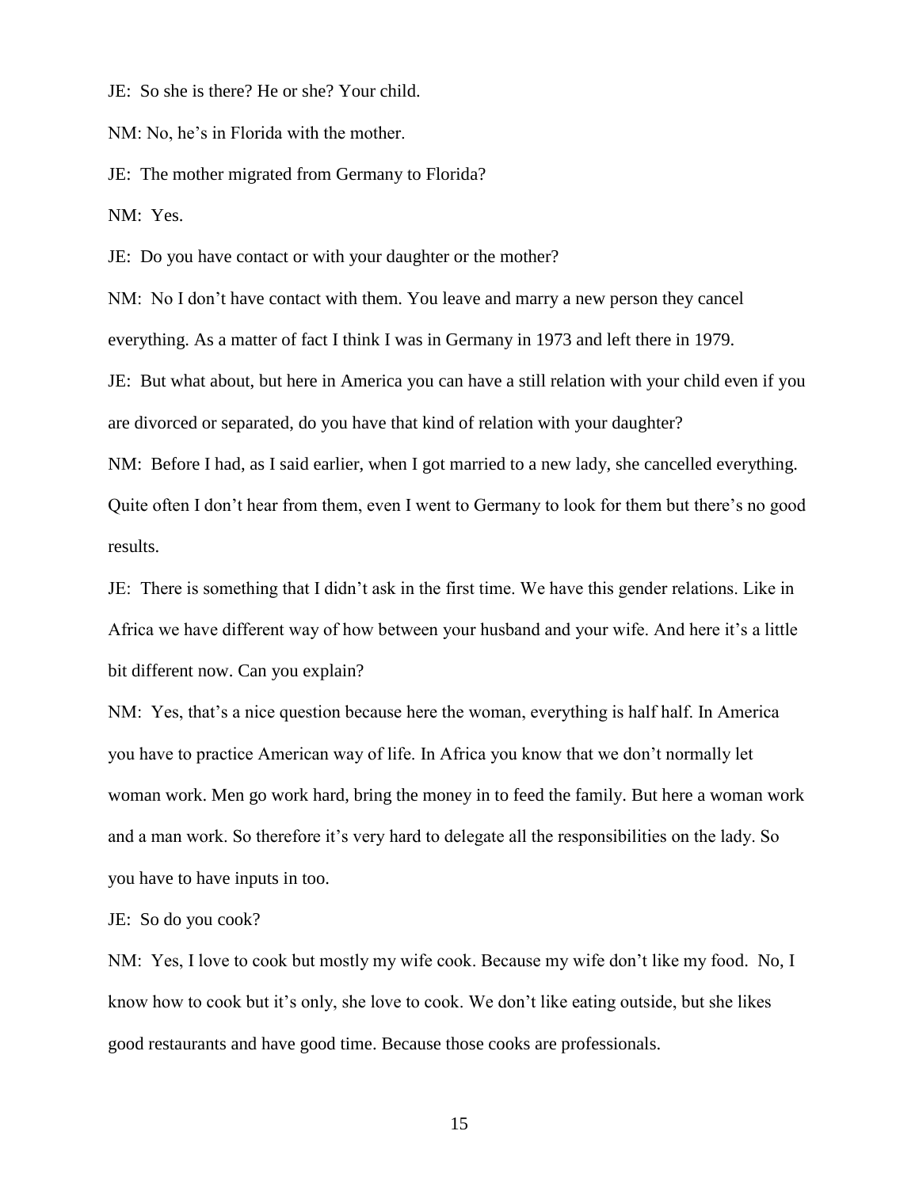JE: So she is there? He or she? Your child.

NM: No, he's in Florida with the mother.

JE: The mother migrated from Germany to Florida?

NM: Yes.

JE: Do you have contact or with your daughter or the mother?

NM: No I don't have contact with them. You leave and marry a new person they cancel everything. As a matter of fact I think I was in Germany in 1973 and left there in 1979.

JE: But what about, but here in America you can have a still relation with your child even if you are divorced or separated, do you have that kind of relation with your daughter?

NM: Before I had, as I said earlier, when I got married to a new lady, she cancelled everything. Quite often I don't hear from them, even I went to Germany to look for them but there's no good results.

JE: There is something that I didn't ask in the first time. We have this gender relations. Like in Africa we have different way of how between your husband and your wife. And here it's a little bit different now. Can you explain?

NM: Yes, that's a nice question because here the woman, everything is half half. In America you have to practice American way of life. In Africa you know that we don't normally let woman work. Men go work hard, bring the money in to feed the family. But here a woman work and a man work. So therefore it's very hard to delegate all the responsibilities on the lady. So you have to have inputs in too.

JE: So do you cook?

NM: Yes, I love to cook but mostly my wife cook. Because my wife don't like my food. No, I know how to cook but it's only, she love to cook. We don't like eating outside, but she likes good restaurants and have good time. Because those cooks are professionals.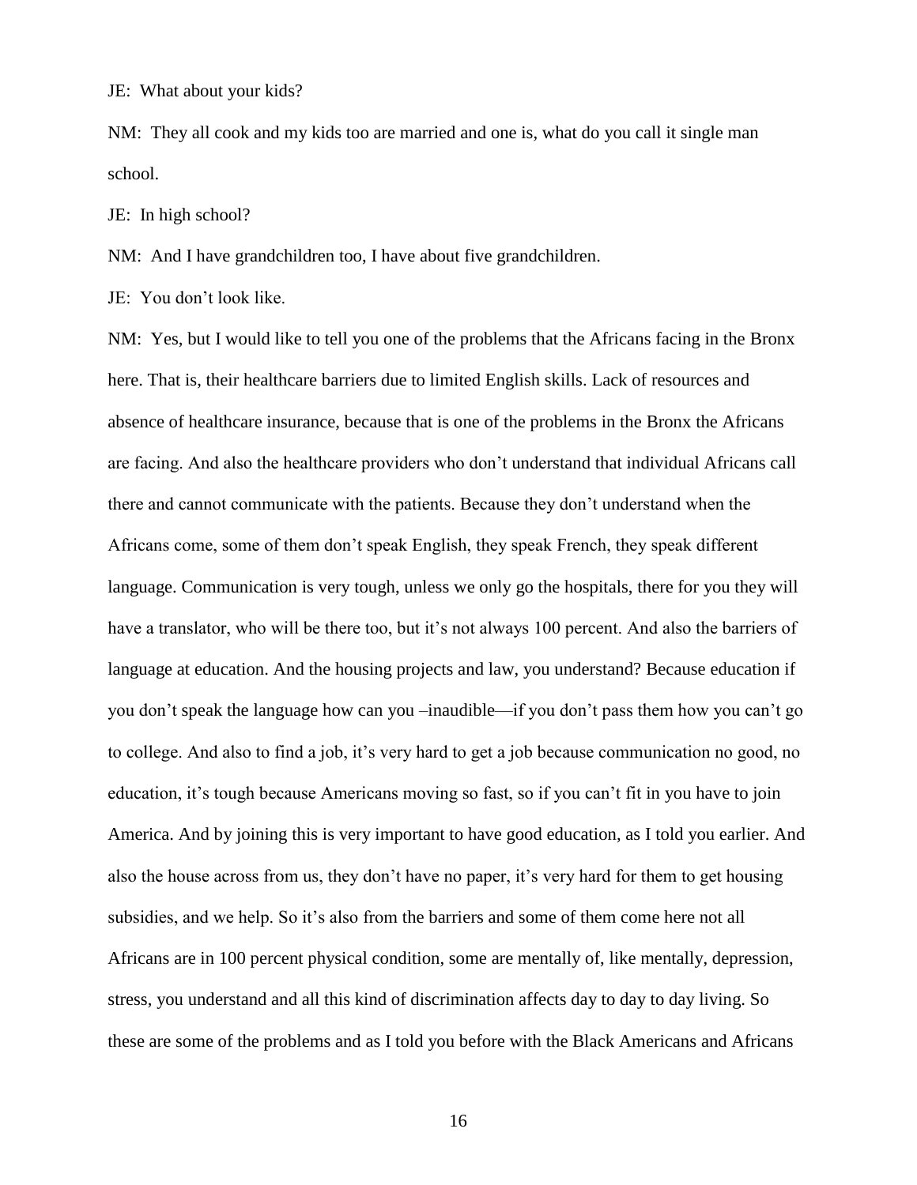JE: What about your kids?

NM: They all cook and my kids too are married and one is, what do you call it single man school.

JE: In high school?

NM: And I have grandchildren too, I have about five grandchildren.

JE: You don't look like.

NM: Yes, but I would like to tell you one of the problems that the Africans facing in the Bronx here. That is, their healthcare barriers due to limited English skills. Lack of resources and absence of healthcare insurance, because that is one of the problems in the Bronx the Africans are facing. And also the healthcare providers who don't understand that individual Africans call there and cannot communicate with the patients. Because they don't understand when the Africans come, some of them don't speak English, they speak French, they speak different language. Communication is very tough, unless we only go the hospitals, there for you they will have a translator, who will be there too, but it's not always 100 percent. And also the barriers of language at education. And the housing projects and law, you understand? Because education if you don't speak the language how can you –inaudible—if you don't pass them how you can't go to college. And also to find a job, it's very hard to get a job because communication no good, no education, it's tough because Americans moving so fast, so if you can't fit in you have to join America. And by joining this is very important to have good education, as I told you earlier. And also the house across from us, they don't have no paper, it's very hard for them to get housing subsidies, and we help. So it's also from the barriers and some of them come here not all Africans are in 100 percent physical condition, some are mentally of, like mentally, depression, stress, you understand and all this kind of discrimination affects day to day to day living. So these are some of the problems and as I told you before with the Black Americans and Africans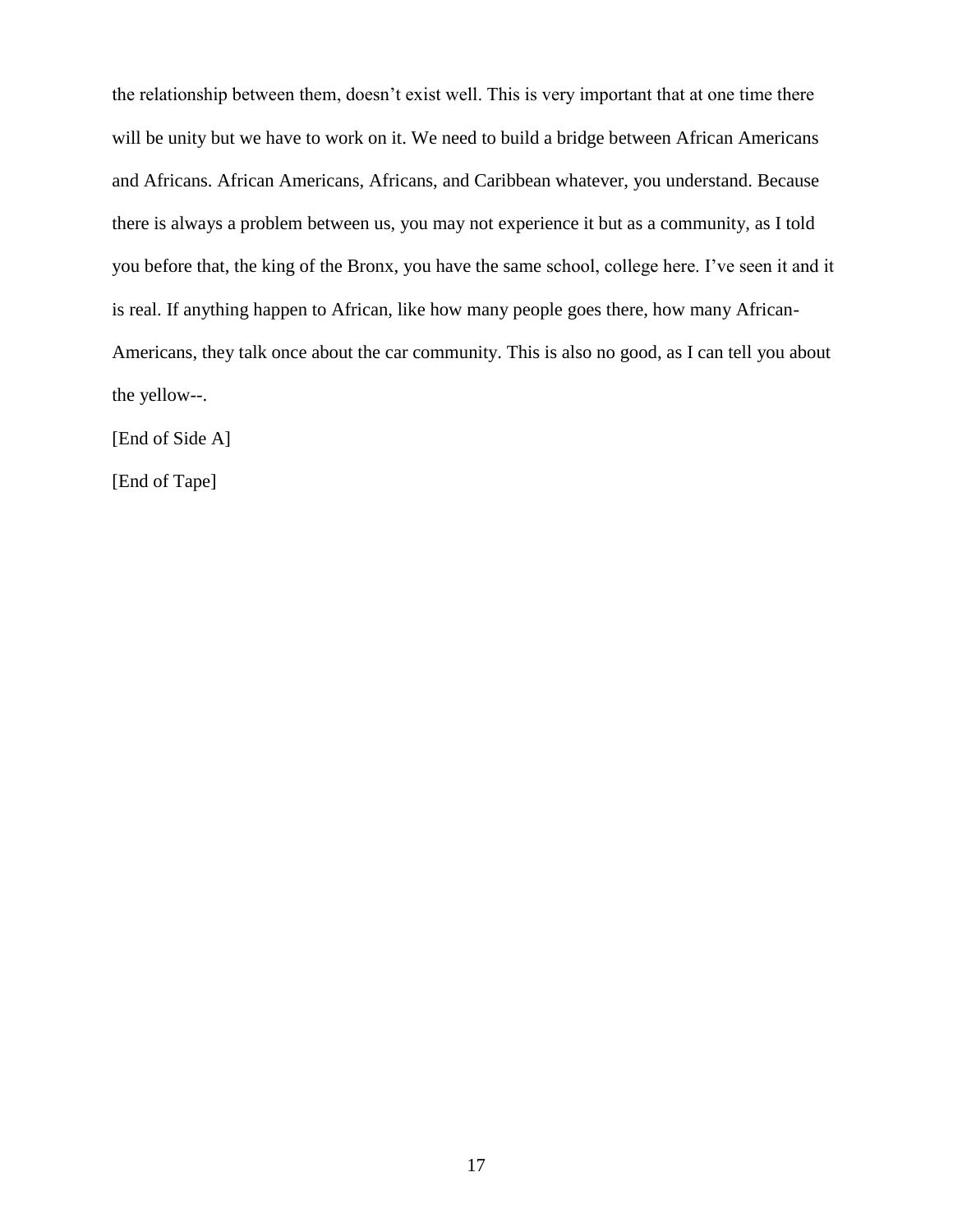the relationship between them, doesn't exist well. This is very important that at one time there will be unity but we have to work on it. We need to build a bridge between African Americans and Africans. African Americans, Africans, and Caribbean whatever, you understand. Because there is always a problem between us, you may not experience it but as a community, as I told you before that, the king of the Bronx, you have the same school, college here. I've seen it and it is real. If anything happen to African, like how many people goes there, how many African-Americans, they talk once about the car community. This is also no good, as I can tell you about the yellow--.

[End of Side A]

[End of Tape]